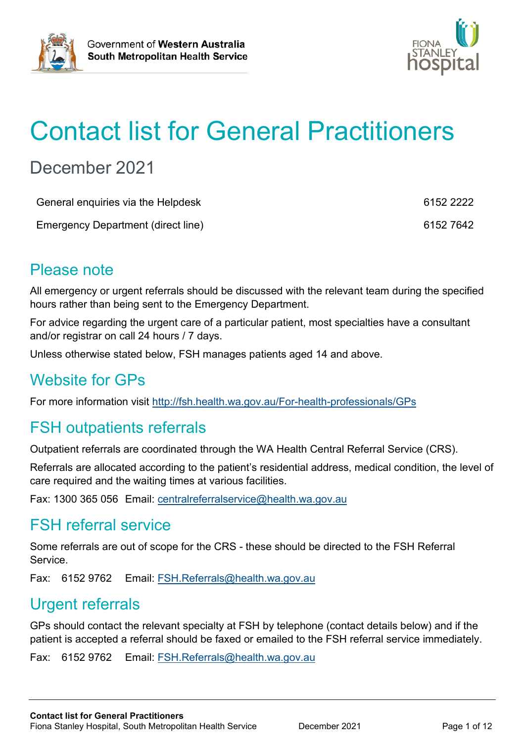Government of **Western Australia**
**South Metropolitan Health Service**

FIONA STANLEY hospital

# Contact list for General Practitioners

## December 2021

| | |
|---|---|
| General enquiries via the Helpdesk | 6152 2222 |
| Emergency Department (direct line) | 6152 7642 |

## Please note

All emergency or urgent referrals should be discussed with the relevant team during the specified hours rather than being sent to the Emergency Department.

For advice regarding the urgent care of a particular patient, most specialties have a consultant and/or registrar on call 24 hours / 7 days.

Unless otherwise stated below, FSH manages patients aged 14 and above.

## Website for GPs

For more information visit http://fsh.health.wa.gov.au/For-health-professionals/GPs

## FSH outpatients referrals

Outpatient referrals are coordinated through the WA Health Central Referral Service (CRS).

Referrals are allocated according to the patient's residential address, medical condition, the level of care required and the waiting times at various facilities.

Fax: 1300 365 056 Email: centralreferralservice@health.wa.gov.au

## FSH referral service

Some referrals are out of scope for the CRS - these should be directed to the FSH Referral Service.

Fax: 6152 9762 Email: FSH.Referrals@health.wa.gov.au

## Urgent referrals

GPs should contact the relevant specialty at FSH by telephone (contact details below) and if the patient is accepted a referral should be faxed or emailed to the FSH referral service immediately.

Fax: 6152 9762 Email: FSH.Referrals@health.wa.gov.au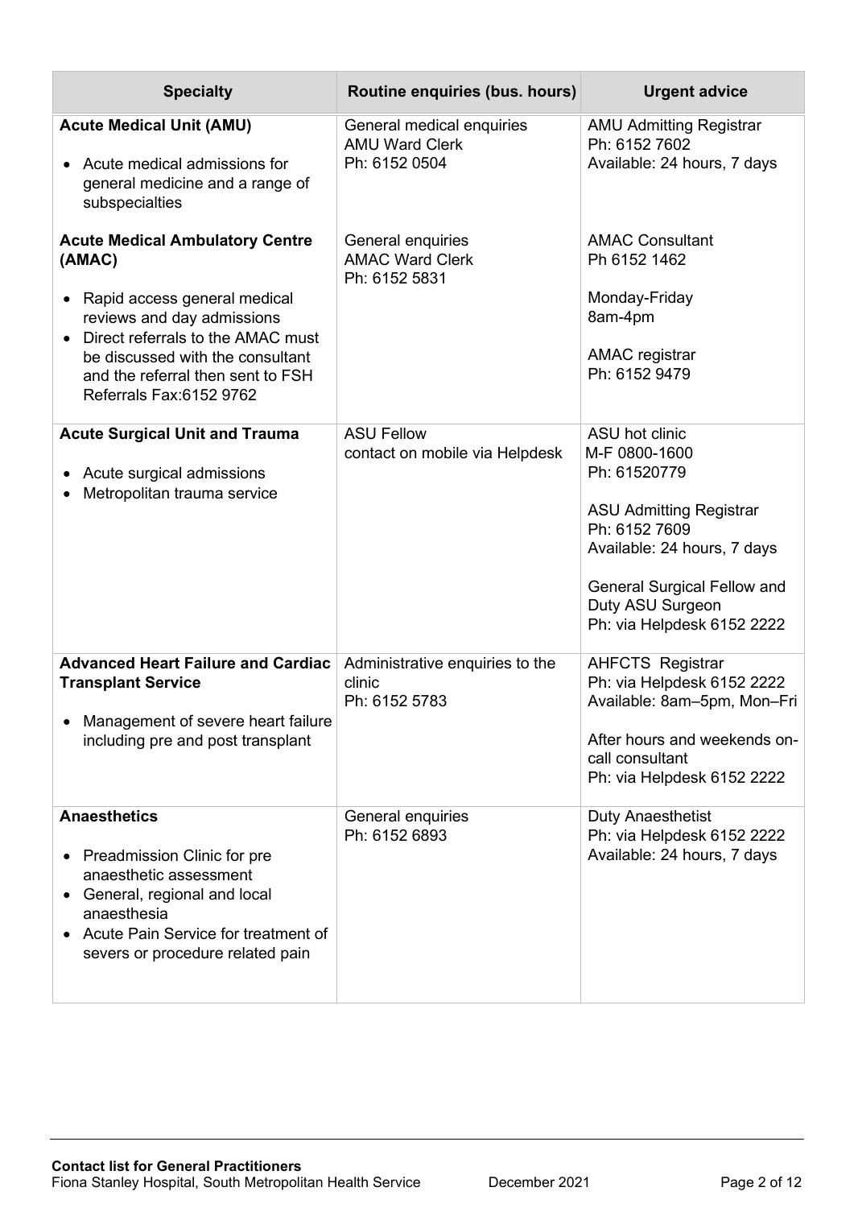| Specialty | Routine enquiries (bus. hours) | Urgent advice |
| --- | --- | --- |
| **Acute Medical Unit (AMU)**<br><br>• Acute medical admissions for general medicine and a range of subspecialties | General medical enquiries<br>AMU Ward Clerk<br>Ph: 6152 0504 | AMU Admitting Registrar<br>Ph: 6152 7602<br>Available: 24 hours, 7 days |
| **Acute Medical Ambulatory Centre (AMAC)**<br><br>• Rapid access general medical reviews and day admissions<br>• Direct referrals to the AMAC must be discussed with the consultant and the referral then sent to FSH Referrals Fax:6152 9762 | General enquiries<br>AMAC Ward Clerk<br>Ph: 6152 5831 | AMAC Consultant<br>Ph 6152 1462<br><br>Monday-Friday<br>8am-4pm<br><br>AMAC registrar<br>Ph: 6152 9479 |
| **Acute Surgical Unit and Trauma**<br><br>• Acute surgical admissions<br>• Metropolitan trauma service | ASU Fellow<br>contact on mobile via Helpdesk | ASU hot clinic<br>M-F 0800-1600<br>Ph: 61520779<br><br>ASU Admitting Registrar<br>Ph: 6152 7609<br>Available: 24 hours, 7 days<br><br>General Surgical Fellow and Duty ASU Surgeon<br>Ph: via Helpdesk 6152 2222 |
| **Advanced Heart Failure and Cardiac Transplant Service**<br><br>• Management of severe heart failure including pre and post transplant | Administrative enquiries to the clinic<br>Ph: 6152 5783 | AHFCTS Registrar<br>Ph: via Helpdesk 6152 2222<br>Available: 8am–5pm, Mon–Fri<br><br>After hours and weekends on-call consultant<br>Ph: via Helpdesk 6152 2222 |
| **Anaesthetics**<br><br>• Preadmission Clinic for pre anaesthetic assessment<br>• General, regional and local anaesthesia<br>• Acute Pain Service for treatment of severs or procedure related pain | General enquiries<br>Ph: 6152 6893 | Duty Anaesthetist<br>Ph: via Helpdesk 6152 2222<br>Available: 24 hours, 7 days |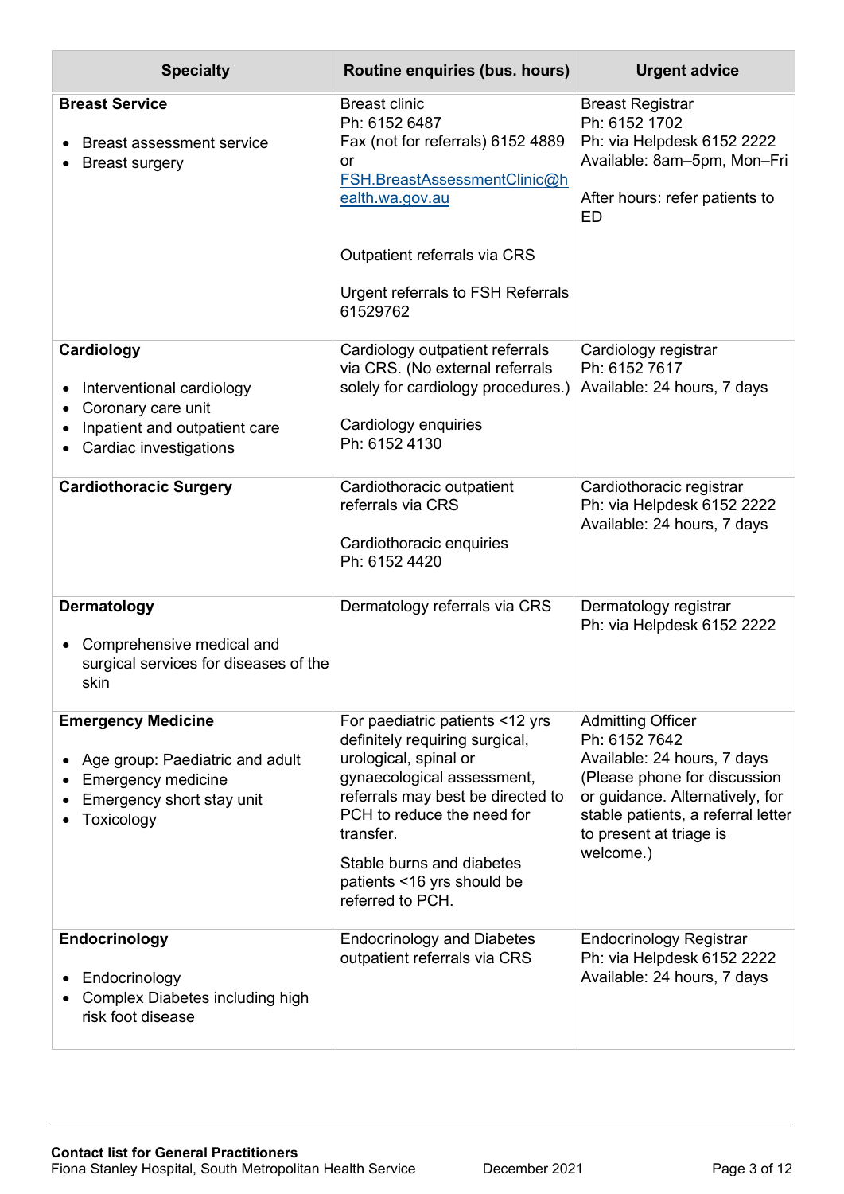| Specialty | Routine enquiries (bus. hours) | Urgent advice |
|---|---|---|
| **Breast Service**<br><br>• Breast assessment service<br>• Breast surgery | Breast clinic<br>Ph: 6152 6487<br>Fax (not for referrals) 6152 4889<br>or<br>FSH.BreastAssessmentClinic@health.wa.gov.au<br><br>Outpatient referrals via CRS<br><br>Urgent referrals to FSH Referrals 61529762 | Breast Registrar<br>Ph: 6152 1702<br>Ph: via Helpdesk 6152 2222<br>Available: 8am–5pm, Mon–Fri<br><br>After hours: refer patients to ED |
| **Cardiology**<br><br>• Interventional cardiology<br>• Coronary care unit<br>• Inpatient and outpatient care<br>• Cardiac investigations | Cardiology outpatient referrals via CRS. (No external referrals solely for cardiology procedures.)<br><br>Cardiology enquiries<br>Ph: 6152 4130 | Cardiology registrar<br>Ph: 6152 7617<br>Available: 24 hours, 7 days |
| **Cardiothoracic Surgery** | Cardiothoracic outpatient referrals via CRS<br><br>Cardiothoracic enquiries<br>Ph: 6152 4420 | Cardiothoracic registrar<br>Ph: via Helpdesk 6152 2222<br>Available: 24 hours, 7 days |
| **Dermatology**<br><br>• Comprehensive medical and surgical services for diseases of the skin | Dermatology referrals via CRS | Dermatology registrar<br>Ph: via Helpdesk 6152 2222 |
| **Emergency Medicine**<br><br>• Age group: Paediatric and adult<br>• Emergency medicine<br>• Emergency short stay unit<br>• Toxicology | For paediatric patients <12 yrs definitely requiring surgical, urological, spinal or gynaecological assessment, referrals may best be directed to PCH to reduce the need for transfer.<br><br>Stable burns and diabetes patients <16 yrs should be referred to PCH. | Admitting Officer<br>Ph: 6152 7642<br>Available: 24 hours, 7 days<br>(Please phone for discussion or guidance. Alternatively, for stable patients, a referral letter to present at triage is welcome.) |
| **Endocrinology**<br><br>• Endocrinology<br>• Complex Diabetes including high risk foot disease | Endocrinology and Diabetes outpatient referrals via CRS | Endocrinology Registrar<br>Ph: via Helpdesk 6152 2222<br>Available: 24 hours, 7 days |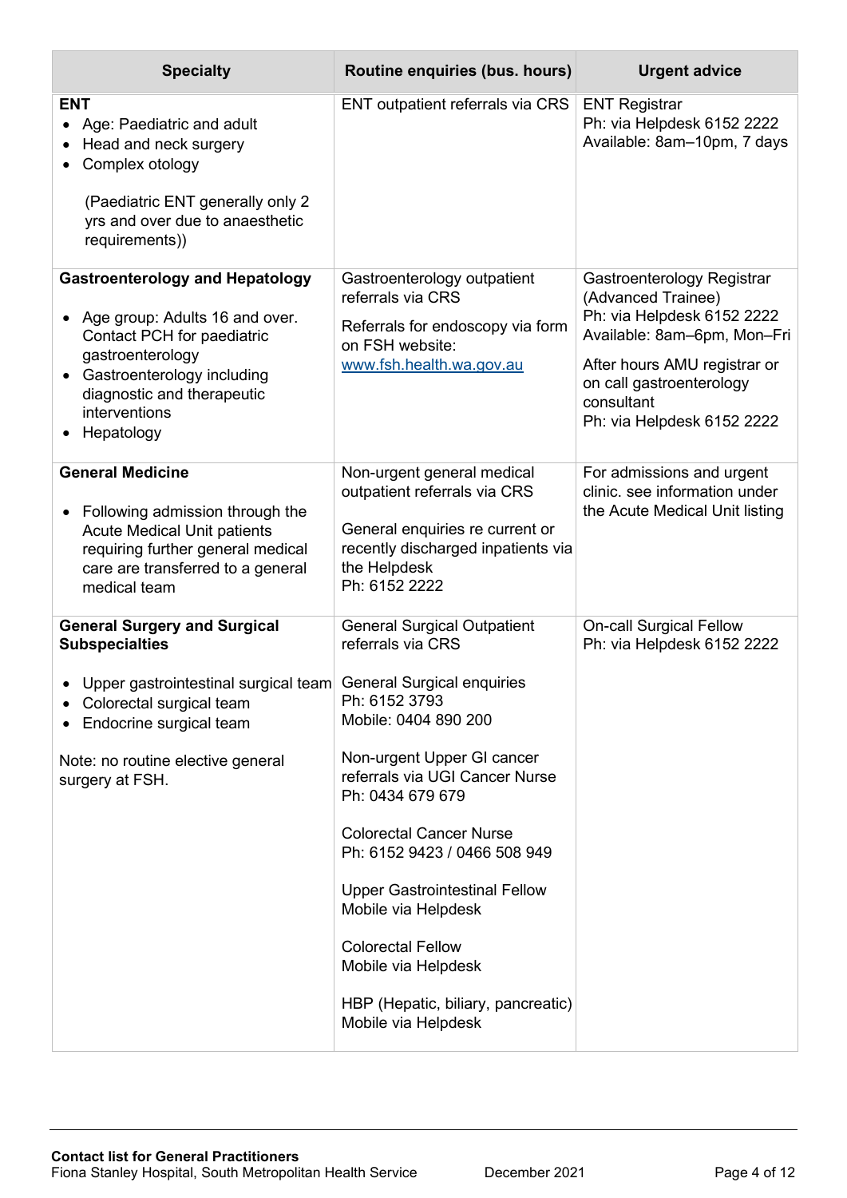| Specialty | Routine enquiries (bus. hours) | Urgent advice |
|---|---|---|
| **ENT**<br>• Age: Paediatric and adult<br>• Head and neck surgery<br>• Complex otology<br><br>(Paediatric ENT generally only 2 yrs and over due to anaesthetic requirements)) | ENT outpatient referrals via CRS | ENT Registrar<br>Ph: via Helpdesk 6152 2222<br>Available: 8am–10pm, 7 days |
| **Gastroenterology and Hepatology**<br><br>• Age group: Adults 16 and over. Contact PCH for paediatric gastroenterology<br>• Gastroenterology including diagnostic and therapeutic interventions<br>• Hepatology | Gastroenterology outpatient referrals via CRS<br><br>Referrals for endoscopy via form on FSH website: [www.fsh.health.wa.gov.au](http://www.fsh.health.wa.gov.au) | Gastroenterology Registrar (Advanced Trainee)<br>Ph: via Helpdesk 6152 2222<br>Available: 8am–6pm, Mon–Fri<br><br>After hours AMU registrar or on call gastroenterology consultant<br>Ph: via Helpdesk 6152 2222 |
| **General Medicine**<br><br>• Following admission through the Acute Medical Unit patients requiring further general medical care are transferred to a general medical team | Non-urgent general medical outpatient referrals via CRS<br><br>General enquiries re current or recently discharged inpatients via the Helpdesk<br>Ph: 6152 2222 | For admissions and urgent clinic. see information under the Acute Medical Unit listing |
| **General Surgery and Surgical Subspecialties**<br><br>• Upper gastrointestinal surgical team<br>• Colorectal surgical team<br>• Endocrine surgical team<br><br>Note: no routine elective general surgery at FSH. | General Surgical Outpatient referrals via CRS<br><br>General Surgical enquiries<br>Ph: 6152 3793<br>Mobile: 0404 890 200<br><br>Non-urgent Upper GI cancer referrals via UGI Cancer Nurse<br>Ph: 0434 679 679<br><br>Colorectal Cancer Nurse<br>Ph: 6152 9423 / 0466 508 949<br><br>Upper Gastrointestinal Fellow<br>Mobile via Helpdesk<br><br>Colorectal Fellow<br>Mobile via Helpdesk<br><br>HBP (Hepatic, biliary, pancreatic)<br>Mobile via Helpdesk | On-call Surgical Fellow<br>Ph: via Helpdesk 6152 2222 |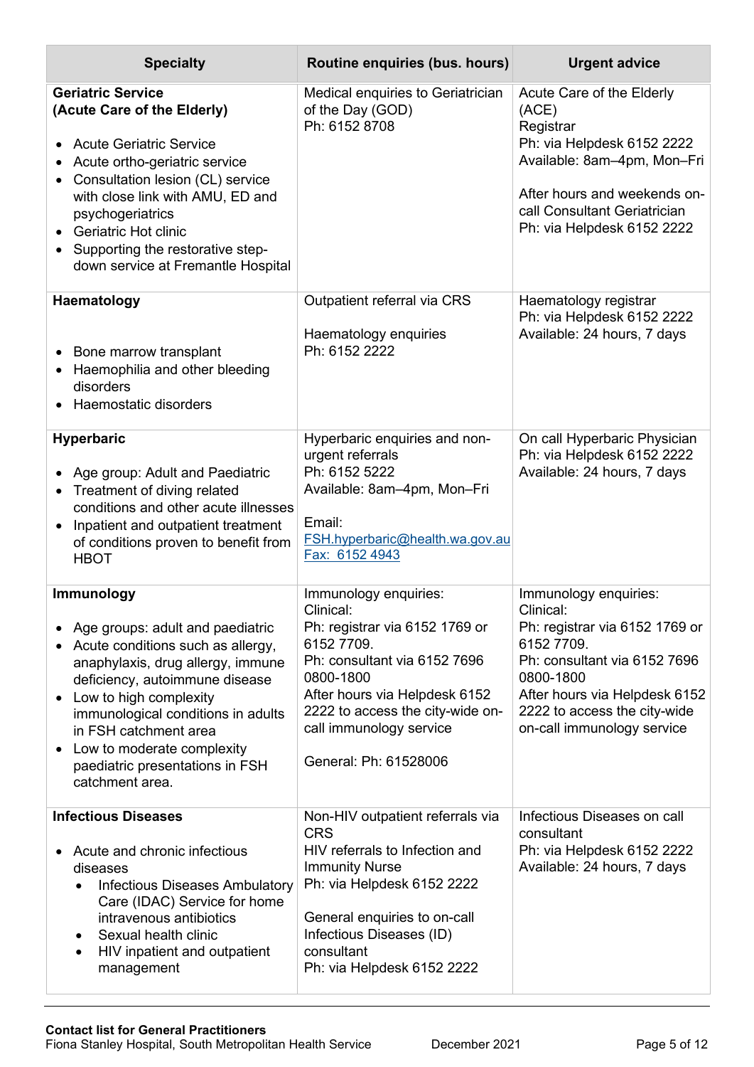| Specialty | Routine enquiries (bus. hours) | Urgent advice |
|---|---|---|
| **Geriatric Service (Acute Care of the Elderly)**<br><br>• Acute Geriatric Service<br>• Acute ortho-geriatric service<br>• Consultation lesion (CL) service with close link with AMU, ED and psychogeriatrics<br>• Geriatric Hot clinic<br>• Supporting the restorative step-down service at Fremantle Hospital | Medical enquiries to Geriatrician of the Day (GOD)<br>Ph: 6152 8708 | Acute Care of the Elderly (ACE)<br>Registrar<br>Ph: via Helpdesk 6152 2222<br>Available: 8am–4pm, Mon–Fri<br><br>After hours and weekends on-call Consultant Geriatrician<br>Ph: via Helpdesk 6152 2222 |
| **Haematology**<br><br>• Bone marrow transplant<br>• Haemophilia and other bleeding disorders<br>• Haemostatic disorders | Outpatient referral via CRS<br><br>Haematology enquiries<br>Ph: 6152 2222 | Haematology registrar<br>Ph: via Helpdesk 6152 2222<br>Available: 24 hours, 7 days |
| **Hyperbaric**<br><br>• Age group: Adult and Paediatric<br>• Treatment of diving related conditions and other acute illnesses<br>• Inpatient and outpatient treatment of conditions proven to benefit from HBOT | Hyperbaric enquiries and non-urgent referrals<br>Ph: 6152 5222<br>Available: 8am–4pm, Mon–Fri<br><br>Email:<br>FSH.hyperbaric@health.wa.gov.au<br>Fax: 6152 4943 | On call Hyperbaric Physician<br>Ph: via Helpdesk 6152 2222<br>Available: 24 hours, 7 days |
| **Immunology**<br><br>• Age groups: adult and paediatric<br>• Acute conditions such as allergy, anaphylaxis, drug allergy, immune deficiency, autoimmune disease<br>• Low to high complexity immunological conditions in adults in FSH catchment area<br>• Low to moderate complexity paediatric presentations in FSH catchment area. | Immunology enquiries:<br>Clinical:<br>Ph: registrar via 6152 1769 or 6152 7709.<br>Ph: consultant via 6152 7696 0800-1800<br>After hours via Helpdesk 6152 2222 to access the city-wide on-call immunology service<br><br>General: Ph: 61528006 | Immunology enquiries:<br>Clinical:<br>Ph: registrar via 6152 1769 or 6152 7709.<br>Ph: consultant via 6152 7696 0800-1800<br>After hours via Helpdesk 6152 2222 to access the city-wide on-call immunology service |
| **Infectious Diseases**<br><br>• Acute and chronic infectious diseases<br>&nbsp;&nbsp;• Infectious Diseases Ambulatory Care (IDAC) Service for home intravenous antibiotics<br>&nbsp;&nbsp;• Sexual health clinic<br>&nbsp;&nbsp;• HIV inpatient and outpatient management | Non-HIV outpatient referrals via CRS<br>HIV referrals to Infection and Immunity Nurse<br>Ph: via Helpdesk 6152 2222<br><br>General enquiries to on-call Infectious Diseases (ID) consultant<br>Ph: via Helpdesk 6152 2222 | Infectious Diseases on call consultant<br>Ph: via Helpdesk 6152 2222<br>Available: 24 hours, 7 days |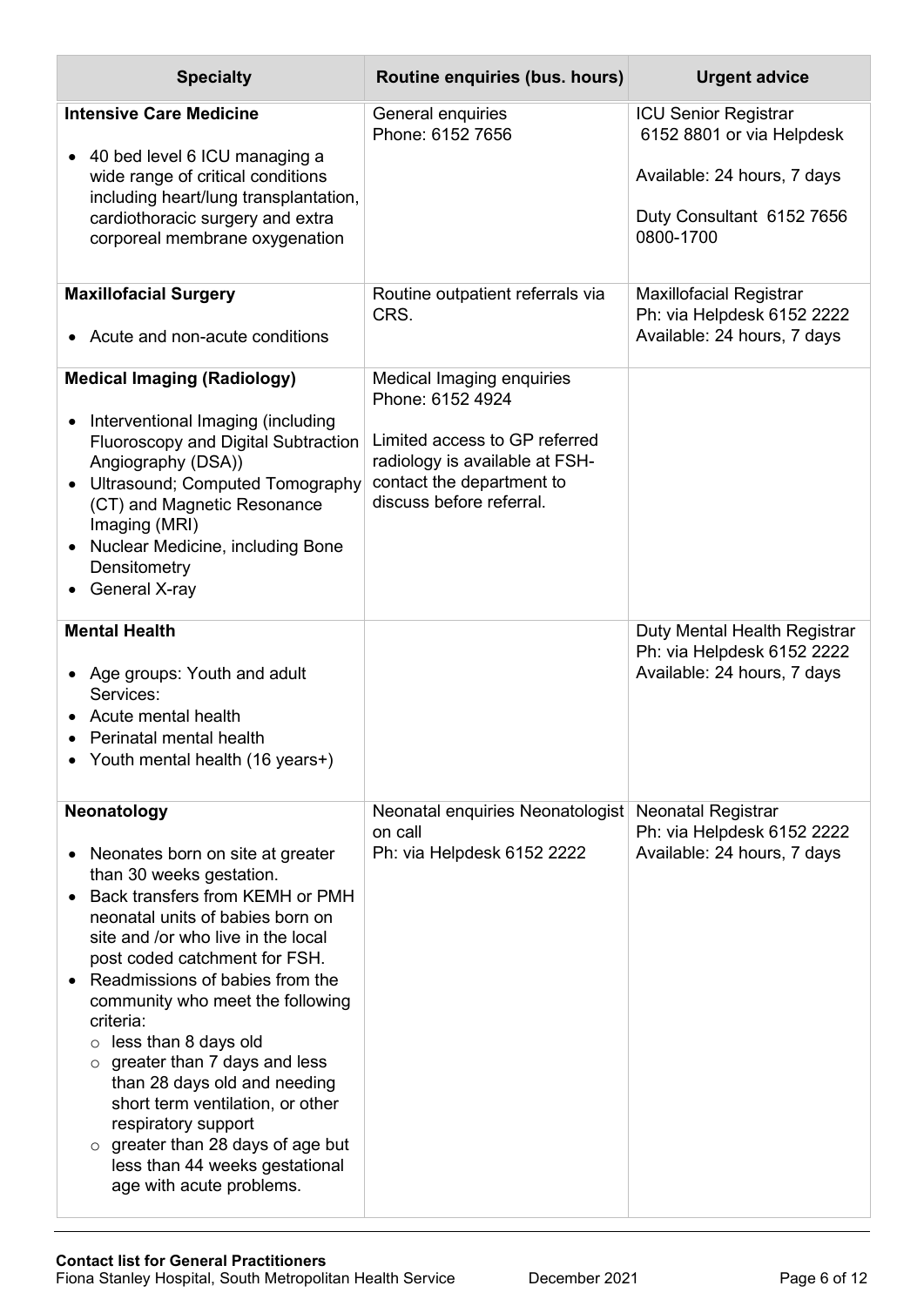| Specialty | Routine enquiries (bus. hours) | Urgent advice |
|---|---|---|
| **Intensive Care Medicine**<br><br>• 40 bed level 6 ICU managing a wide range of critical conditions including heart/lung transplantation, cardiothoracic surgery and extra corporeal membrane oxygenation | General enquiries<br>Phone: 6152 7656 | ICU Senior Registrar<br>6152 8801 or via Helpdesk<br><br>Available: 24 hours, 7 days<br><br>Duty Consultant 6152 7656<br>0800-1700 |
| **Maxillofacial Surgery**<br><br>• Acute and non-acute conditions | Routine outpatient referrals via CRS. | Maxillofacial Registrar<br>Ph: via Helpdesk 6152 2222<br>Available: 24 hours, 7 days |
| **Medical Imaging (Radiology)**<br><br>• Interventional Imaging (including Fluoroscopy and Digital Subtraction Angiography (DSA))<br>• Ultrasound; Computed Tomography (CT) and Magnetic Resonance Imaging (MRI)<br>• Nuclear Medicine, including Bone Densitometry<br>• General X-ray | Medical Imaging enquiries<br>Phone: 6152 4924<br><br>Limited access to GP referred radiology is available at FSH- contact the department to discuss before referral. | |
| **Mental Health**<br><br>• Age groups: Youth and adult Services:<br>• Acute mental health<br>• Perinatal mental health<br>• Youth mental health (16 years+) | | Duty Mental Health Registrar<br>Ph: via Helpdesk 6152 2222<br>Available: 24 hours, 7 days |
| **Neonatology**<br><br>• Neonates born on site at greater than 30 weeks gestation.<br>• Back transfers from KEMH or PMH neonatal units of babies born on site and /or who live in the local post coded catchment for FSH.<br>• Readmissions of babies from the community who meet the following criteria:<br>  ○ less than 8 days old<br>  ○ greater than 7 days and less than 28 days old and needing short term ventilation, or other respiratory support<br>  ○ greater than 28 days of age but less than 44 weeks gestational age with acute problems. | Neonatal enquiries Neonatologist on call<br>Ph: via Helpdesk 6152 2222 | Neonatal Registrar<br>Ph: via Helpdesk 6152 2222<br>Available: 24 hours, 7 days |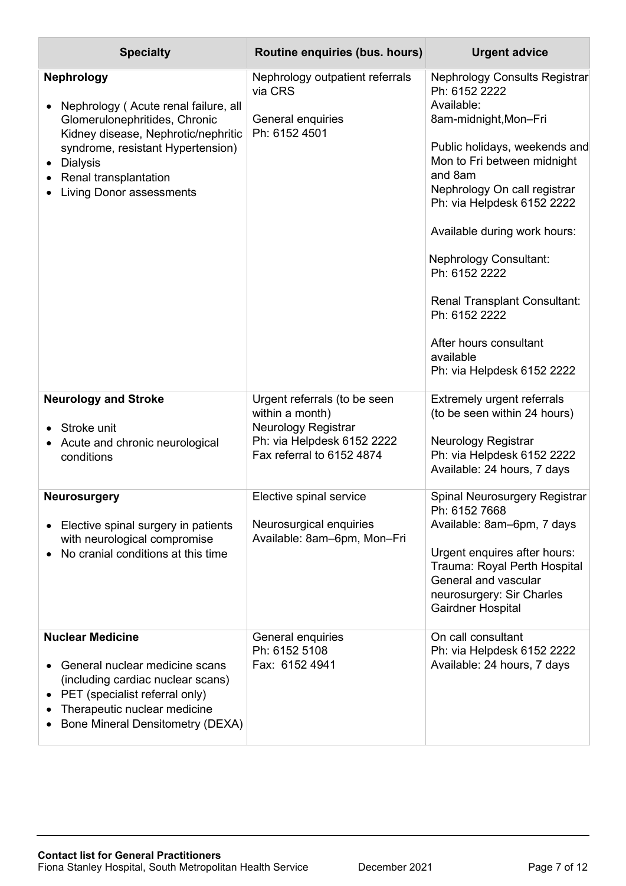| Specialty | Routine enquiries (bus. hours) | Urgent advice |
|---|---|---|
| **Nephrology**<br><br>• Nephrology ( Acute renal failure, all Glomerulonephritides, Chronic Kidney disease, Nephrotic/nephritic syndrome, resistant Hypertension)<br>• Dialysis<br>• Renal transplantation<br>• Living Donor assessments | Nephrology outpatient referrals via CRS<br><br>General enquiries<br>Ph: 6152 4501 | Nephrology Consults Registrar<br>Ph: 6152 2222<br>Available:<br>8am-midnight,Mon–Fri<br><br>Public holidays, weekends and Mon to Fri between midnight and 8am<br>Nephrology On call registrar<br>Ph: via Helpdesk 6152 2222<br><br>Available during work hours:<br><br>Nephrology Consultant:<br>Ph: 6152 2222<br><br>Renal Transplant Consultant:<br>Ph: 6152 2222<br><br>After hours consultant available<br>Ph: via Helpdesk 6152 2222 |
| **Neurology and Stroke**<br><br>• Stroke unit<br>• Acute and chronic neurological conditions | Urgent referrals (to be seen within a month)<br>Neurology Registrar<br>Ph: via Helpdesk 6152 2222<br>Fax referral to 6152 4874 | Extremely urgent referrals (to be seen within 24 hours)<br><br>Neurology Registrar<br>Ph: via Helpdesk 6152 2222<br>Available: 24 hours, 7 days |
| **Neurosurgery**<br><br>• Elective spinal surgery in patients with neurological compromise<br>• No cranial conditions at this time | Elective spinal service<br><br>Neurosurgical enquiries<br>Available: 8am–6pm, Mon–Fri | Spinal Neurosurgery Registrar<br>Ph: 6152 7668<br>Available: 8am–6pm, 7 days<br><br>Urgent enquires after hours:<br>Trauma: Royal Perth Hospital<br>General and vascular neurosurgery: Sir Charles Gairdner Hospital |
| **Nuclear Medicine**<br><br>• General nuclear medicine scans (including cardiac nuclear scans)<br>• PET (specialist referral only)<br>• Therapeutic nuclear medicine<br>• Bone Mineral Densitometry (DEXA) | General enquiries<br>Ph: 6152 5108<br>Fax: 6152 4941 | On call consultant<br>Ph: via Helpdesk 6152 2222<br>Available: 24 hours, 7 days |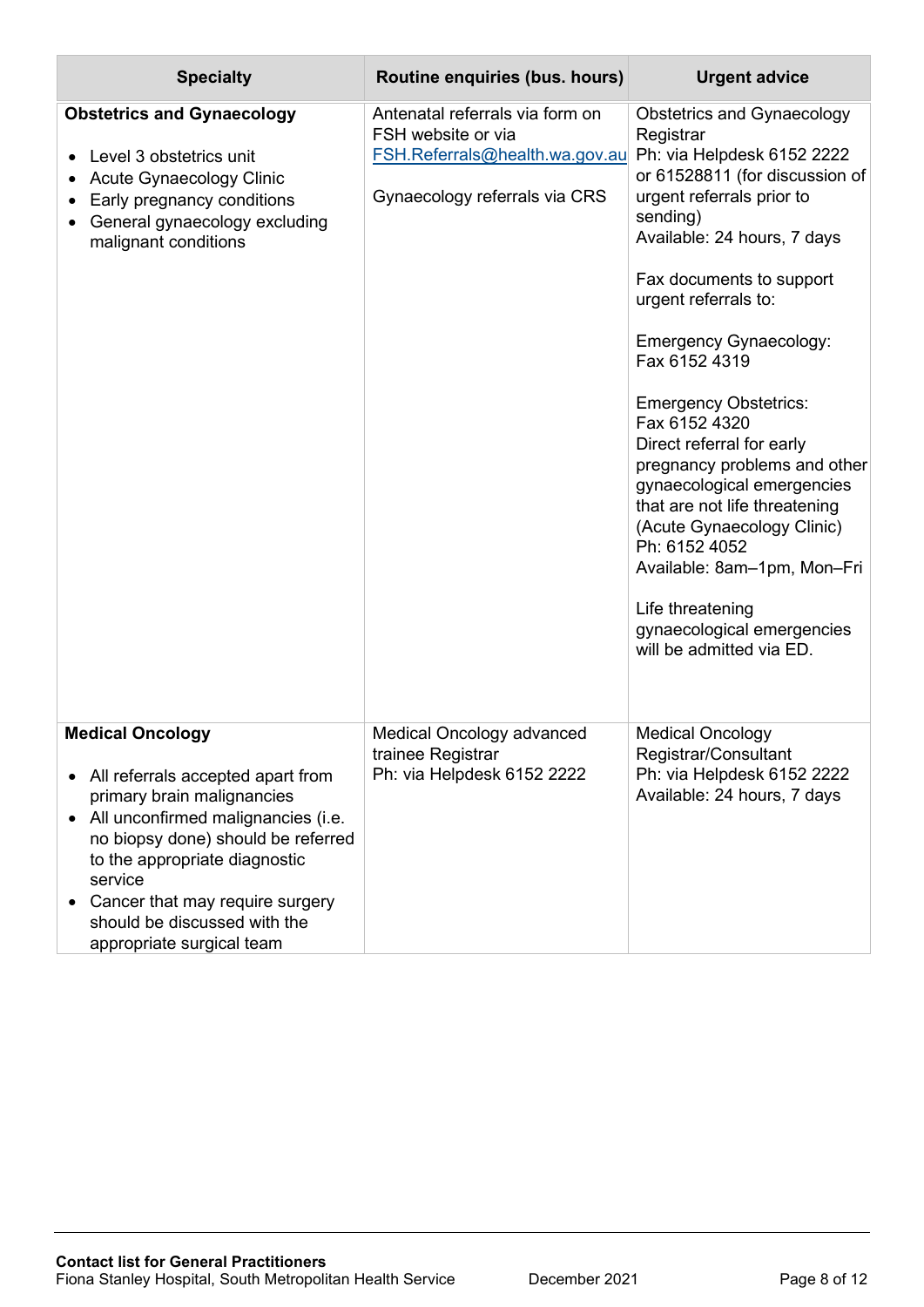| Specialty | Routine enquiries (bus. hours) | Urgent advice |
| --- | --- | --- |
| **Obstetrics and Gynaecology**<br><br>• Level 3 obstetrics unit<br>• Acute Gynaecology Clinic<br>• Early pregnancy conditions<br>• General gynaecology excluding malignant conditions | Antenatal referrals via form on FSH website or via FSH.Referrals@health.wa.gov.au<br><br>Gynaecology referrals via CRS | Obstetrics and Gynaecology Registrar<br>Ph: via Helpdesk 6152 2222 or 61528811 (for discussion of urgent referrals prior to sending)<br>Available: 24 hours, 7 days<br><br>Fax documents to support urgent referrals to:<br><br>Emergency Gynaecology:<br>Fax 6152 4319<br><br>Emergency Obstetrics:<br>Fax 6152 4320<br>Direct referral for early pregnancy problems and other gynaecological emergencies that are not life threatening (Acute Gynaecology Clinic)<br>Ph: 6152 4052<br>Available: 8am–1pm, Mon–Fri<br><br>Life threatening gynaecological emergencies will be admitted via ED. |
| **Medical Oncology**<br><br>• All referrals accepted apart from primary brain malignancies<br>• All unconfirmed malignancies (i.e. no biopsy done) should be referred to the appropriate diagnostic service<br>• Cancer that may require surgery should be discussed with the appropriate surgical team | Medical Oncology advanced trainee Registrar<br>Ph: via Helpdesk 6152 2222 | Medical Oncology Registrar/Consultant<br>Ph: via Helpdesk 6152 2222<br>Available: 24 hours, 7 days |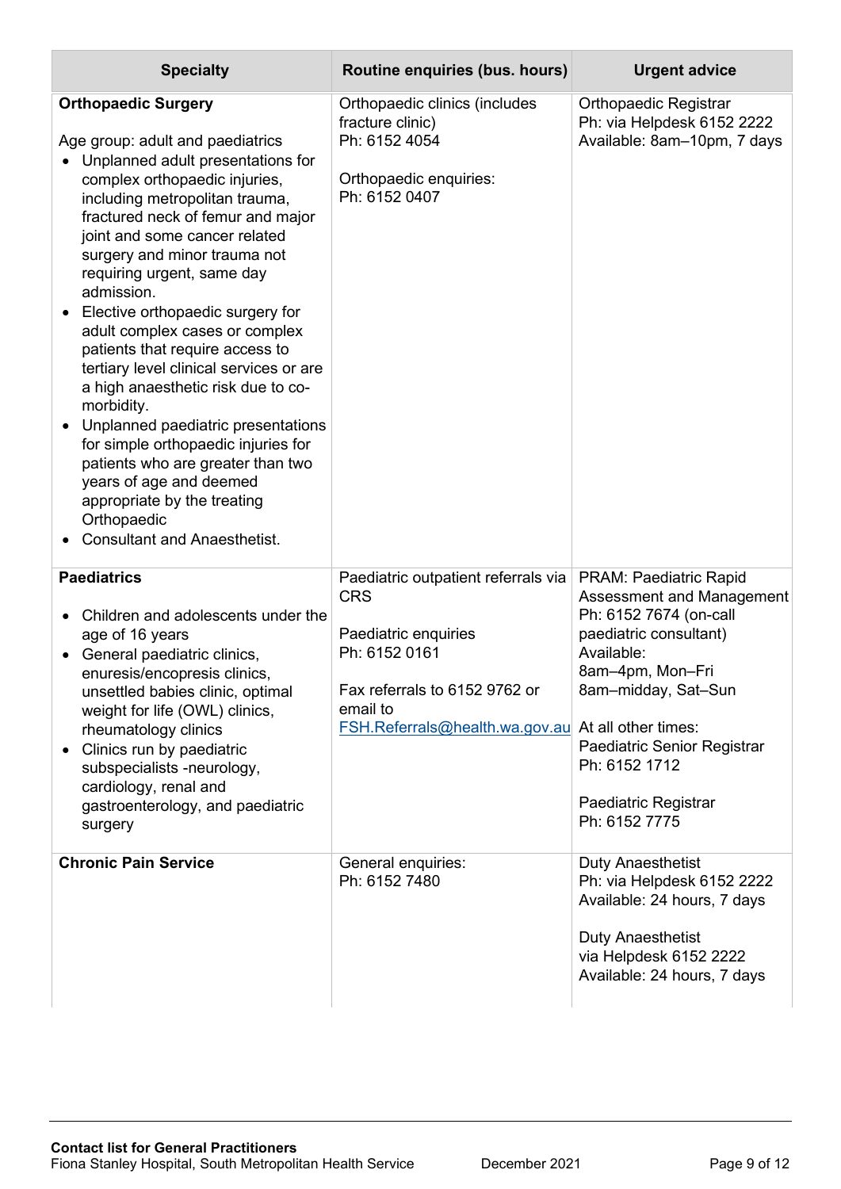| Specialty | Routine enquiries (bus. hours) | Urgent advice |
|---|---|---|
| **Orthopaedic Surgery**<br><br>Age group: adult and paediatrics<br>• Unplanned adult presentations for complex orthopaedic injuries, including metropolitan trauma, fractured neck of femur and major joint and some cancer related surgery and minor trauma not requiring urgent, same day admission.<br>• Elective orthopaedic surgery for adult complex cases or complex patients that require access to tertiary level clinical services or are a high anaesthetic risk due to co-morbidity.<br>• Unplanned paediatric presentations for simple orthopaedic injuries for patients who are greater than two years of age and deemed appropriate by the treating Orthopaedic<br>• Consultant and Anaesthetist. | Orthopaedic clinics (includes fracture clinic)<br>Ph: 6152 4054<br><br>Orthopaedic enquiries:<br>Ph: 6152 0407 | Orthopaedic Registrar<br>Ph: via Helpdesk 6152 2222<br>Available: 8am–10pm, 7 days |
| **Paediatrics**<br><br>• Children and adolescents under the age of 16 years<br>• General paediatric clinics, enuresis/encopresis clinics, unsettled babies clinic, optimal weight for life (OWL) clinics, rheumatology clinics<br>• Clinics run by paediatric subspecialists -neurology, cardiology, renal and gastroenterology, and paediatric surgery | Paediatric outpatient referrals via CRS<br><br>Paediatric enquiries<br>Ph: 6152 0161<br><br>Fax referrals to 6152 9762 or email to<br>FSH.Referrals@health.wa.gov.au | PRAM: Paediatric Rapid Assessment and Management<br>Ph: 6152 7674 (on-call paediatric consultant)<br>Available:<br>8am–4pm, Mon–Fri<br>8am–midday, Sat–Sun<br><br>At all other times:<br>Paediatric Senior Registrar<br>Ph: 6152 1712<br><br>Paediatric Registrar<br>Ph: 6152 7775 |
| **Chronic Pain Service** | General enquiries:<br>Ph: 6152 7480 | Duty Anaesthetist<br>Ph: via Helpdesk 6152 2222<br>Available: 24 hours, 7 days<br><br>Duty Anaesthetist<br>via Helpdesk 6152 2222<br>Available: 24 hours, 7 days |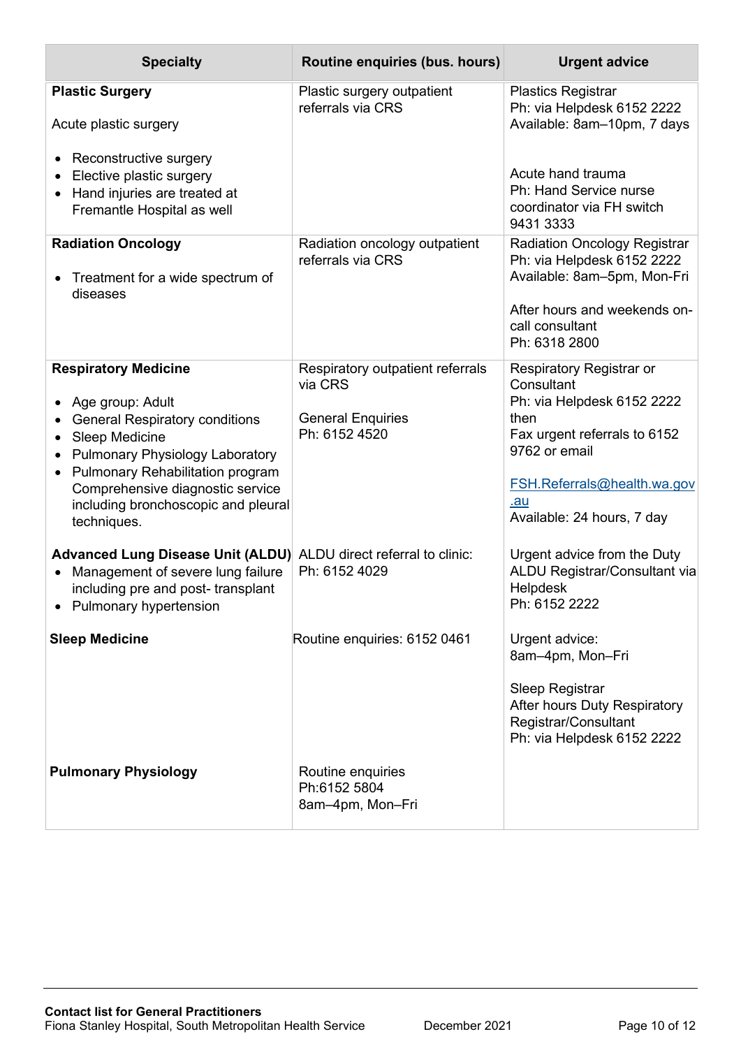| Specialty | Routine enquiries (bus. hours) | Urgent advice |
|---|---|---|
| **Plastic Surgery**<br><br>Acute plastic surgery<br><br>• Reconstructive surgery<br>• Elective plastic surgery<br>• Hand injuries are treated at Fremantle Hospital as well | Plastic surgery outpatient referrals via CRS | Plastics Registrar<br>Ph: via Helpdesk 6152 2222<br>Available: 8am–10pm, 7 days<br><br>Acute hand trauma<br>Ph: Hand Service nurse coordinator via FH switch 9431 3333 |
| **Radiation Oncology**<br><br>• Treatment for a wide spectrum of diseases | Radiation oncology outpatient referrals via CRS | Radiation Oncology Registrar<br>Ph: via Helpdesk 6152 2222<br>Available: 8am–5pm, Mon-Fri<br><br>After hours and weekends on-call consultant<br>Ph: 6318 2800 |
| **Respiratory Medicine**<br><br>• Age group: Adult<br>• General Respiratory conditions<br>• Sleep Medicine<br>• Pulmonary Physiology Laboratory<br>• Pulmonary Rehabilitation program Comprehensive diagnostic service including bronchoscopic and pleural techniques. | Respiratory outpatient referrals via CRS<br><br>General Enquiries<br>Ph: 6152 4520 | Respiratory Registrar or Consultant<br>Ph: via Helpdesk 6152 2222 then<br>Fax urgent referrals to 6152 9762 or email<br><br>FSH.Referrals@health.wa.gov.au<br>Available: 24 hours, 7 day |
| **Advanced Lung Disease Unit (ALDU)**<br>• Management of severe lung failure including pre and post- transplant<br>• Pulmonary hypertension | ALDU direct referral to clinic:<br>Ph: 6152 4029 | Urgent advice from the Duty ALDU Registrar/Consultant via Helpdesk<br>Ph: 6152 2222 |
| **Sleep Medicine** | Routine enquiries: 6152 0461 | Urgent advice:<br>8am–4pm, Mon–Fri<br><br>Sleep Registrar<br>After hours Duty Respiratory Registrar/Consultant<br>Ph: via Helpdesk 6152 2222 |
| **Pulmonary Physiology** | Routine enquiries<br>Ph:6152 5804<br>8am–4pm, Mon–Fri | |

**Contact list for General Practitioners**
Fiona Stanley Hospital, South Metropolitan Health Service December 2021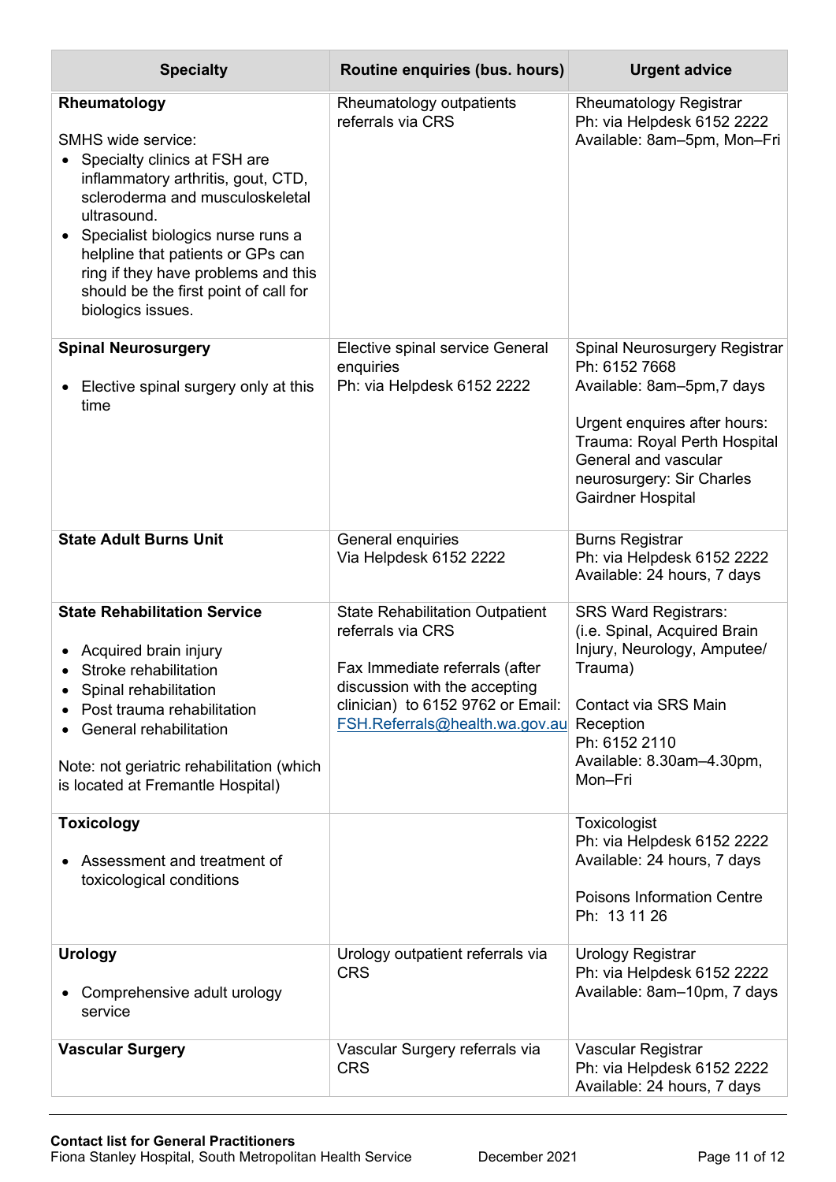| Specialty | Routine enquiries (bus. hours) | Urgent advice |
|---|---|---|
| **Rheumatology**<br><br>SMHS wide service:<br>• Specialty clinics at FSH are inflammatory arthritis, gout, CTD, scleroderma and musculoskeletal ultrasound.<br>• Specialist biologics nurse runs a helpline that patients or GPs can ring if they have problems and this should be the first point of call for biologics issues. | Rheumatology outpatients referrals via CRS | Rheumatology Registrar<br>Ph: via Helpdesk 6152 2222<br>Available: 8am–5pm, Mon–Fri |
| **Spinal Neurosurgery**<br><br>• Elective spinal surgery only at this time | Elective spinal service General enquiries<br>Ph: via Helpdesk 6152 2222 | Spinal Neurosurgery Registrar<br>Ph: 6152 7668<br>Available: 8am–5pm,7 days<br><br>Urgent enquires after hours:<br>Trauma: Royal Perth Hospital<br>General and vascular neurosurgery: Sir Charles Gairdner Hospital |
| **State Adult Burns Unit** | General enquiries<br>Via Helpdesk 6152 2222 | Burns Registrar<br>Ph: via Helpdesk 6152 2222<br>Available: 24 hours, 7 days |
| **State Rehabilitation Service**<br><br>• Acquired brain injury<br>• Stroke rehabilitation<br>• Spinal rehabilitation<br>• Post trauma rehabilitation<br>• General rehabilitation<br><br>Note: not geriatric rehabilitation (which is located at Fremantle Hospital) | State Rehabilitation Outpatient referrals via CRS<br><br>Fax Immediate referrals (after discussion with the accepting clinician) to 6152 9762 or Email: FSH.Referrals@health.wa.gov.au | SRS Ward Registrars:<br>(i.e. Spinal, Acquired Brain Injury, Neurology, Amputee/ Trauma)<br><br>Contact via SRS Main Reception<br>Ph: 6152 2110<br>Available: 8.30am–4.30pm, Mon–Fri |
| **Toxicology**<br><br>• Assessment and treatment of toxicological conditions | | Toxicologist<br>Ph: via Helpdesk 6152 2222<br>Available: 24 hours, 7 days<br><br>Poisons Information Centre<br>Ph: 13 11 26 |
| **Urology**<br><br>• Comprehensive adult urology service | Urology outpatient referrals via CRS | Urology Registrar<br>Ph: via Helpdesk 6152 2222<br>Available: 8am–10pm, 7 days |
| **Vascular Surgery** | Vascular Surgery referrals via CRS | Vascular Registrar<br>Ph: via Helpdesk 6152 2222<br>Available: 24 hours, 7 days |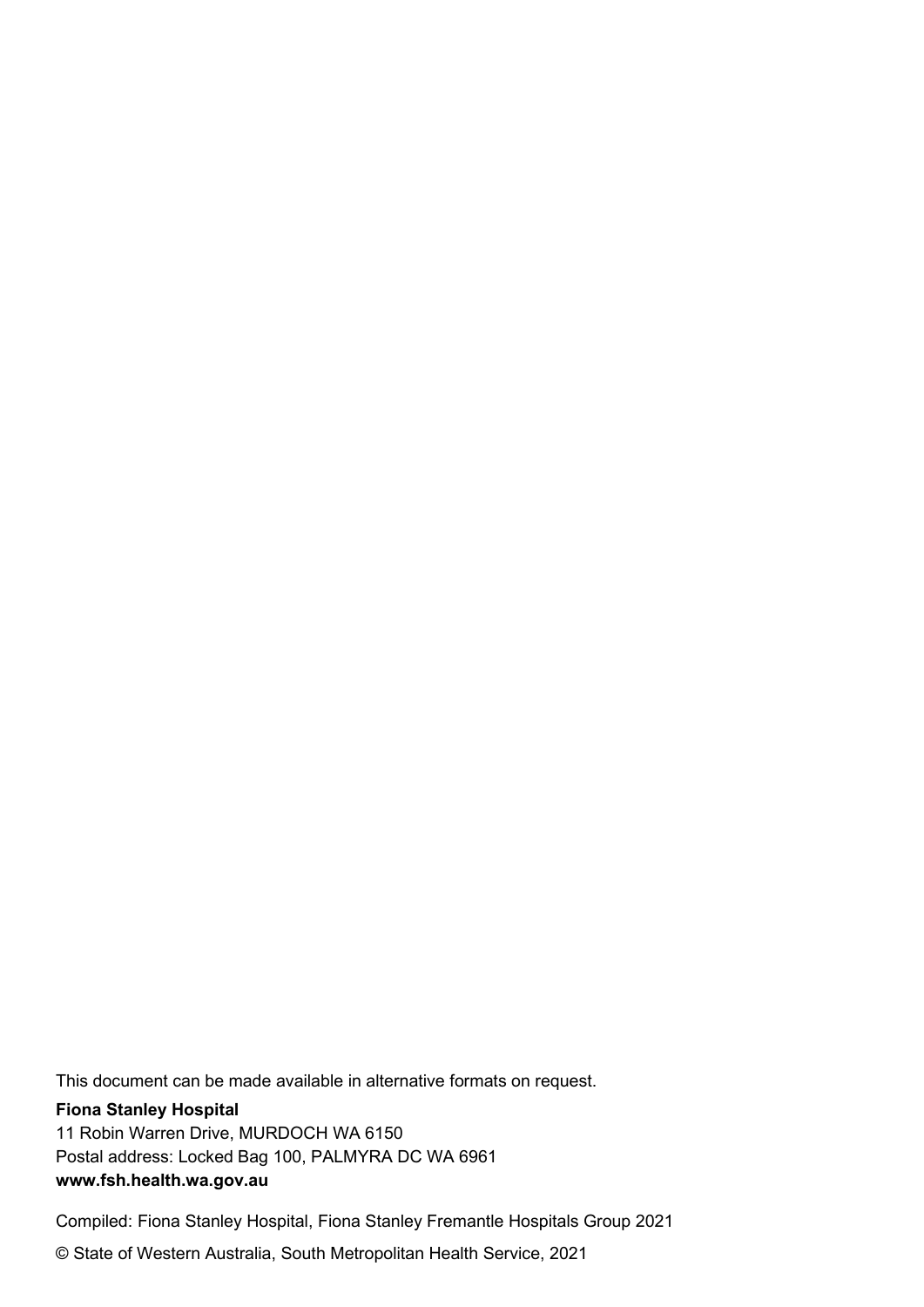This document can be made available in alternative formats on request.

**Fiona Stanley Hospital**
11 Robin Warren Drive, MURDOCH WA 6150
Postal address: Locked Bag 100, PALMYRA DC WA 6961
**www.fsh.health.wa.gov.au**

Compiled: Fiona Stanley Hospital, Fiona Stanley Fremantle Hospitals Group 2021

© State of Western Australia, South Metropolitan Health Service, 2021